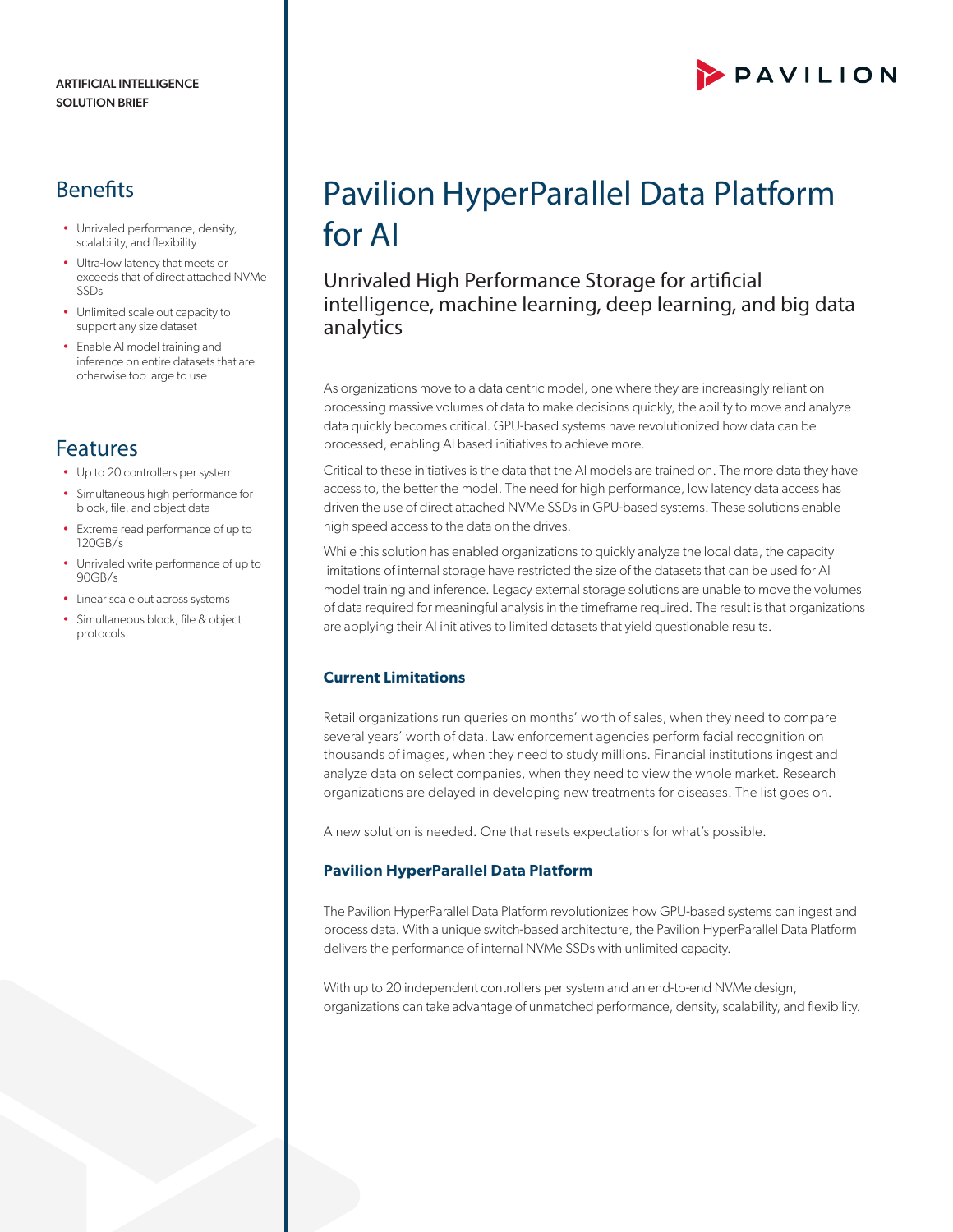ARTIFICIAL INTELLIGENCE
SOLUTION BRIEF

# Pavilion HyperParallel Data Platform for AI

## Unrivaled High Performance Storage for artificial intelligence, machine learning, deep learning, and big data analytics

As organizations move to a data centric model, one where they are increasingly reliant on processing massive volumes of data to make decisions quickly, the ability to move and analyze data quickly becomes critical. GPU-based systems have revolutionized how data can be processed, enabling AI based initiatives to achieve more.

Critical to these initiatives is the data that the AI models are trained on. The more data they have access to, the better the model. The need for high performance, low latency data access has driven the use of direct attached NVMe SSDs in GPU-based systems. These solutions enable high speed access to the data on the drives.

While this solution has enabled organizations to quickly analyze the local data, the capacity limitations of internal storage have restricted the size of the datasets that can be used for AI model training and inference. Legacy external storage solutions are unable to move the volumes of data required for meaningful analysis in the timeframe required. The result is that organizations are applying their AI initiatives to limited datasets that yield questionable results.

### Current Limitations

Retail organizations run queries on months' worth of sales, when they need to compare several years' worth of data. Law enforcement agencies perform facial recognition on thousands of images, when they need to study millions. Financial institutions ingest and analyze data on select companies, when they need to view the whole market. Research organizations are delayed in developing new treatments for diseases. The list goes on.

A new solution is needed. One that resets expectations for what's possible.

### Pavilion HyperParallel Data Platform

The Pavilion HyperParallel Data Platform revolutionizes how GPU-based systems can ingest and process data. With a unique switch-based architecture, the Pavilion HyperParallel Data Platform delivers the performance of internal NVMe SSDs with unlimited capacity.

With up to 20 independent controllers per system and an end-to-end NVMe design, organizations can take advantage of unmatched performance, density, scalability, and flexibility.

## Benefits

- Unrivaled performance, density, scalability, and flexibility
- Ultra-low latency that meets or exceeds that of direct attached NVMe SSDs
- Unlimited scale out capacity to support any size dataset
- Enable AI model training and inference on entire datasets that are otherwise too large to use

## Features

- Up to 20 controllers per system
- Simultaneous high performance for block, file, and object data
- Extreme read performance of up to 120GB/s
- Unrivaled write performance of up to 90GB/s
- Linear scale out across systems
- Simultaneous block, file & object protocols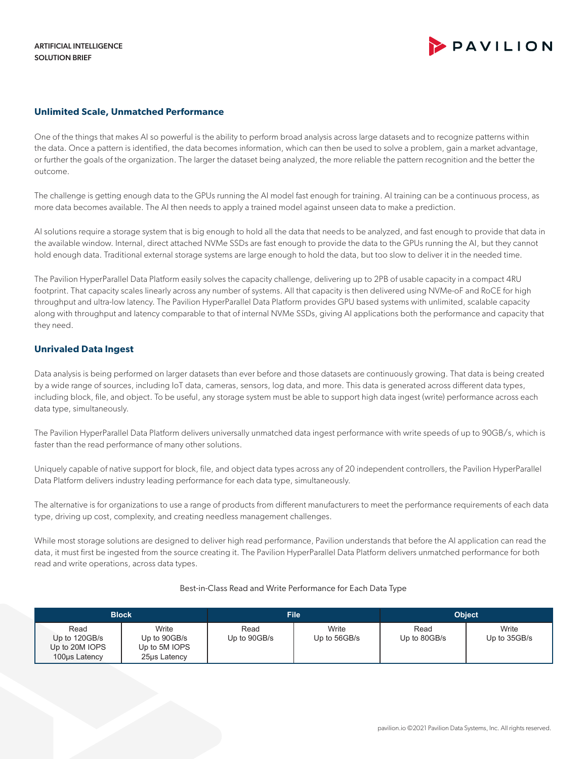## Unlimited Scale, Unmatched Performance

One of the things that makes AI so powerful is the ability to perform broad analysis across large datasets and to recognize patterns within the data. Once a pattern is identified, the data becomes information, which can then be used to solve a problem, gain a market advantage, or further the goals of the organization. The larger the dataset being analyzed, the more reliable the pattern recognition and the better the outcome.

The challenge is getting enough data to the GPUs running the AI model fast enough for training. AI training can be a continuous process, as more data becomes available. The AI then needs to apply a trained model against unseen data to make a prediction.

AI solutions require a storage system that is big enough to hold all the data that needs to be analyzed, and fast enough to provide that data in the available window. Internal, direct attached NVMe SSDs are fast enough to provide the data to the GPUs running the AI, but they cannot hold enough data. Traditional external storage systems are large enough to hold the data, but too slow to deliver it in the needed time.

The Pavilion HyperParallel Data Platform easily solves the capacity challenge, delivering up to 2PB of usable capacity in a compact 4RU footprint. That capacity scales linearly across any number of systems. All that capacity is then delivered using NVMe-oF and RoCE for high throughput and ultra-low latency. The Pavilion HyperParallel Data Platform provides GPU based systems with unlimited, scalable capacity along with throughput and latency comparable to that of internal NVMe SSDs, giving AI applications both the performance and capacity that they need.

## Unrivaled Data Ingest

Data analysis is being performed on larger datasets than ever before and those datasets are continuously growing. That data is being created by a wide range of sources, including IoT data, cameras, sensors, log data, and more. This data is generated across different data types, including block, file, and object. To be useful, any storage system must be able to support high data ingest (write) performance across each data type, simultaneously.

The Pavilion HyperParallel Data Platform delivers universally unmatched data ingest performance with write speeds of up to 90GB/s, which is faster than the read performance of many other solutions.

Uniquely capable of native support for block, file, and object data types across any of 20 independent controllers, the Pavilion HyperParallel Data Platform delivers industry leading performance for each data type, simultaneously.

The alternative is for organizations to use a range of products from different manufacturers to meet the performance requirements of each data type, driving up cost, complexity, and creating needless management challenges.

While most storage solutions are designed to deliver high read performance, Pavilion understands that before the AI application can read the data, it must first be ingested from the source creating it. The Pavilion HyperParallel Data Platform delivers unmatched performance for both read and write operations, across data types.

Best-in-Class Read and Write Performance for Each Data Type

| Block | | File | | Object | |
|---|---|---|---|---|---|
| Read<br>Up to 120GB/s<br>Up to 20M IOPS<br>100μs Latency | Write<br>Up to 90GB/s<br>Up to 5M IOPS<br>25μs Latency | Read<br>Up to 90GB/s | Write<br>Up to 56GB/s | Read<br>Up to 80GB/s | Write<br>Up to 35GB/s |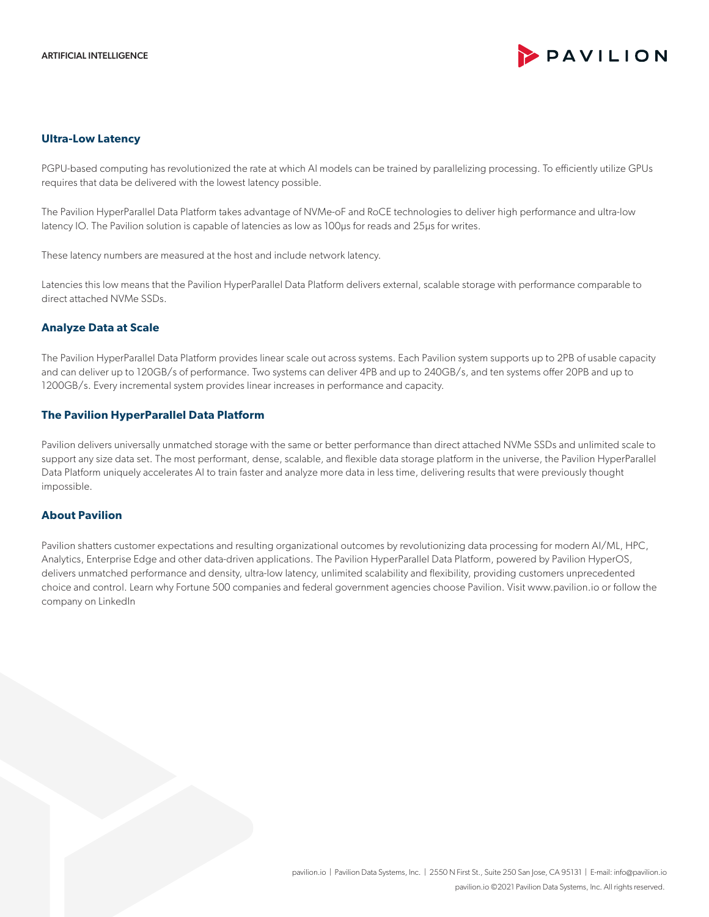## Ultra-Low Latency

PGPU-based computing has revolutionized the rate at which AI models can be trained by parallelizing processing. To efficiently utilize GPUs requires that data be delivered with the lowest latency possible.

The Pavilion HyperParallel Data Platform takes advantage of NVMe-oF and RoCE technologies to deliver high performance and ultra-low latency IO. The Pavilion solution is capable of latencies as low as 100μs for reads and 25μs for writes.

These latency numbers are measured at the host and include network latency.

Latencies this low means that the Pavilion HyperParallel Data Platform delivers external, scalable storage with performance comparable to direct attached NVMe SSDs.

## Analyze Data at Scale

The Pavilion HyperParallel Data Platform provides linear scale out across systems. Each Pavilion system supports up to 2PB of usable capacity and can deliver up to 120GB/s of performance. Two systems can deliver 4PB and up to 240GB/s, and ten systems offer 20PB and up to 1200GB/s. Every incremental system provides linear increases in performance and capacity.

## The Pavilion HyperParallel Data Platform

Pavilion delivers universally unmatched storage with the same or better performance than direct attached NVMe SSDs and unlimited scale to support any size data set. The most performant, dense, scalable, and flexible data storage platform in the universe, the Pavilion HyperParallel Data Platform uniquely accelerates AI to train faster and analyze more data in less time, delivering results that were previously thought impossible.

## About Pavilion

Pavilion shatters customer expectations and resulting organizational outcomes by revolutionizing data processing for modern AI/ML, HPC, Analytics, Enterprise Edge and other data-driven applications. The Pavilion HyperParallel Data Platform, powered by Pavilion HyperOS, delivers unmatched performance and density, ultra-low latency, unlimited scalability and flexibility, providing customers unprecedented choice and control. Learn why Fortune 500 companies and federal government agencies choose Pavilion. Visit www.pavilion.io or follow the company on LinkedIn